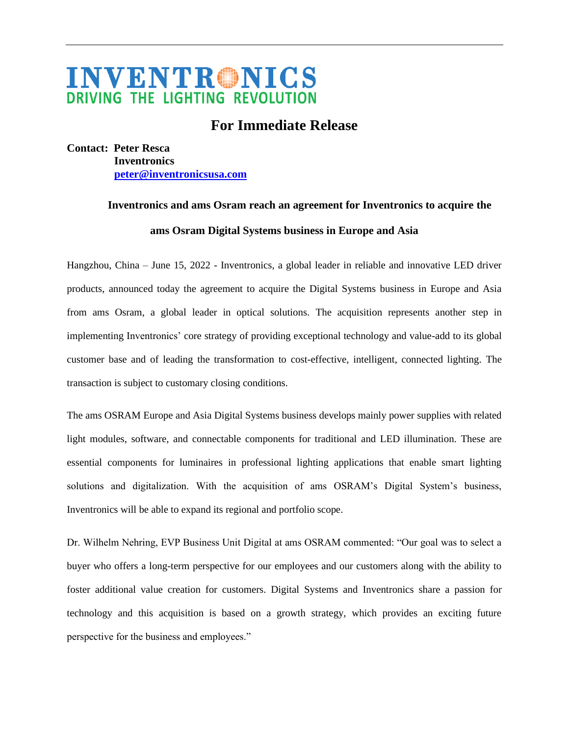# INVENTRONICS
DRIVING THE LIGHTING REVOLUTION

## For Immediate Release

**Contact: Peter Resca**
**Inventronics**
**peter@inventronicsusa.com**

### Inventronics and ams Osram reach an agreement for Inventronics to acquire the ams Osram Digital Systems business in Europe and Asia

Hangzhou, China – June 15, 2022 - Inventronics, a global leader in reliable and innovative LED driver products, announced today the agreement to acquire the Digital Systems business in Europe and Asia from ams Osram, a global leader in optical solutions. The acquisition represents another step in implementing Inventronics' core strategy of providing exceptional technology and value-add to its global customer base and of leading the transformation to cost-effective, intelligent, connected lighting. The transaction is subject to customary closing conditions.

The ams OSRAM Europe and Asia Digital Systems business develops mainly power supplies with related light modules, software, and connectable components for traditional and LED illumination. These are essential components for luminaires in professional lighting applications that enable smart lighting solutions and digitalization. With the acquisition of ams OSRAM's Digital System's business, Inventronics will be able to expand its regional and portfolio scope.

Dr. Wilhelm Nehring, EVP Business Unit Digital at ams OSRAM commented: "Our goal was to select a buyer who offers a long-term perspective for our employees and our customers along with the ability to foster additional value creation for customers. Digital Systems and Inventronics share a passion for technology and this acquisition is based on a growth strategy, which provides an exciting future perspective for the business and employees."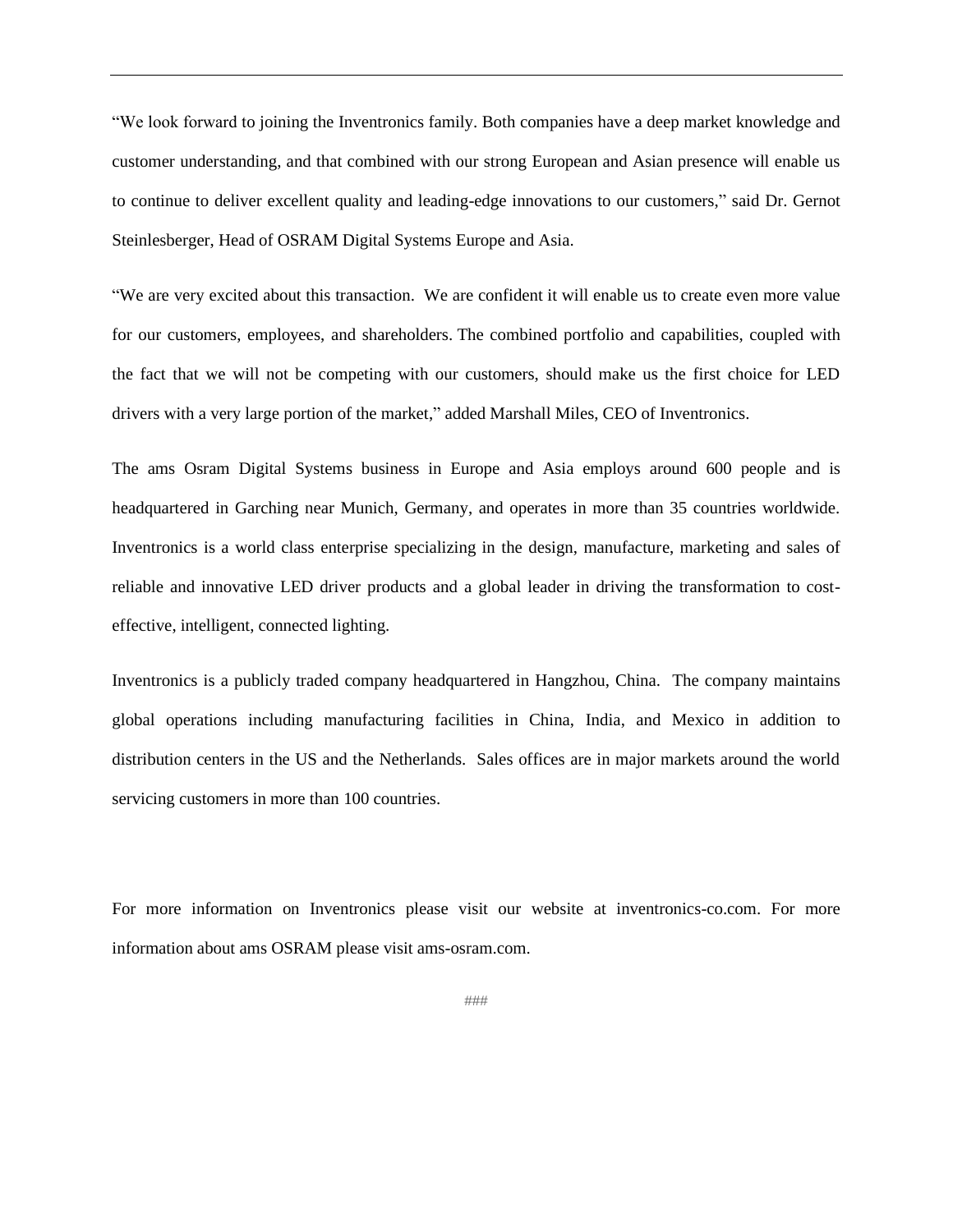“We look forward to joining the Inventronics family. Both companies have a deep market knowledge and customer understanding, and that combined with our strong European and Asian presence will enable us to continue to deliver excellent quality and leading-edge innovations to our customers,” said Dr. Gernot Steinlesberger, Head of OSRAM Digital Systems Europe and Asia.

“We are very excited about this transaction. We are confident it will enable us to create even more value for our customers, employees, and shareholders. The combined portfolio and capabilities, coupled with the fact that we will not be competing with our customers, should make us the first choice for LED drivers with a very large portion of the market,” added Marshall Miles, CEO of Inventronics.

The ams Osram Digital Systems business in Europe and Asia employs around 600 people and is headquartered in Garching near Munich, Germany, and operates in more than 35 countries worldwide. Inventronics is a world class enterprise specializing in the design, manufacture, marketing and sales of reliable and innovative LED driver products and a global leader in driving the transformation to cost-effective, intelligent, connected lighting.

Inventronics is a publicly traded company headquartered in Hangzhou, China. The company maintains global operations including manufacturing facilities in China, India, and Mexico in addition to distribution centers in the US and the Netherlands. Sales offices are in major markets around the world servicing customers in more than 100 countries.

For more information on Inventronics please visit our website at inventronics-co.com. For more information about ams OSRAM please visit ams-osram.com.

###